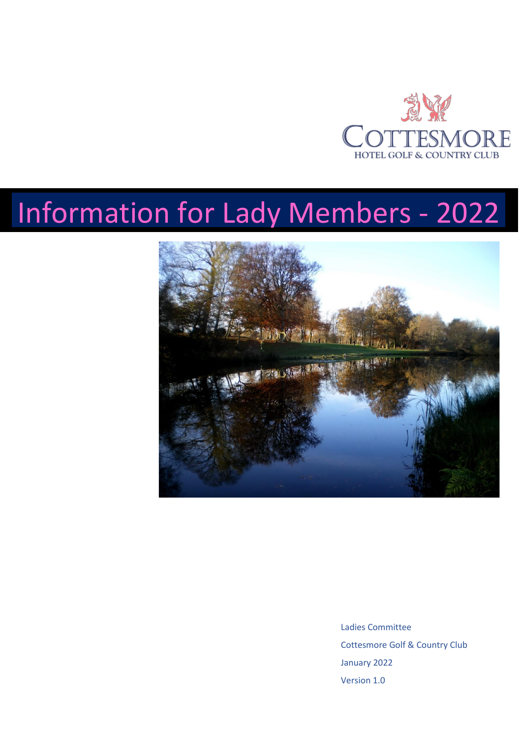COTTESMORE
HOTEL GOLF & COUNTRY CLUB

# Information for Lady Members - 2022

Ladies Committee

Cottesmore Golf & Country Club

January 2022

Version 1.0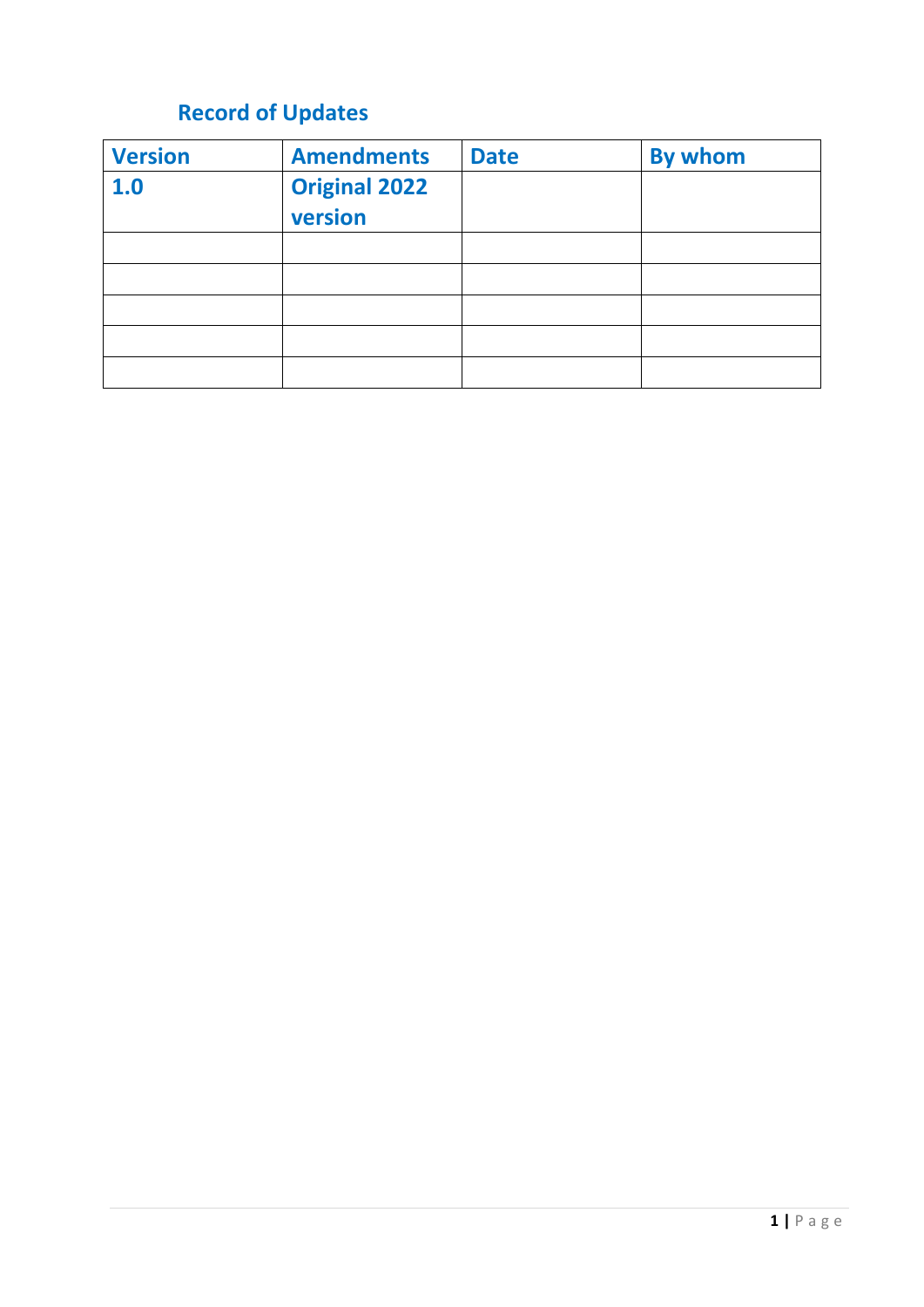## Record of Updates

| Version | Amendments | Date | By whom |
|---|---|---|---|
| 1.0 | Original 2022 version | | |
| | | | |
| | | | |
| | | | |
| | | | |
| | | | |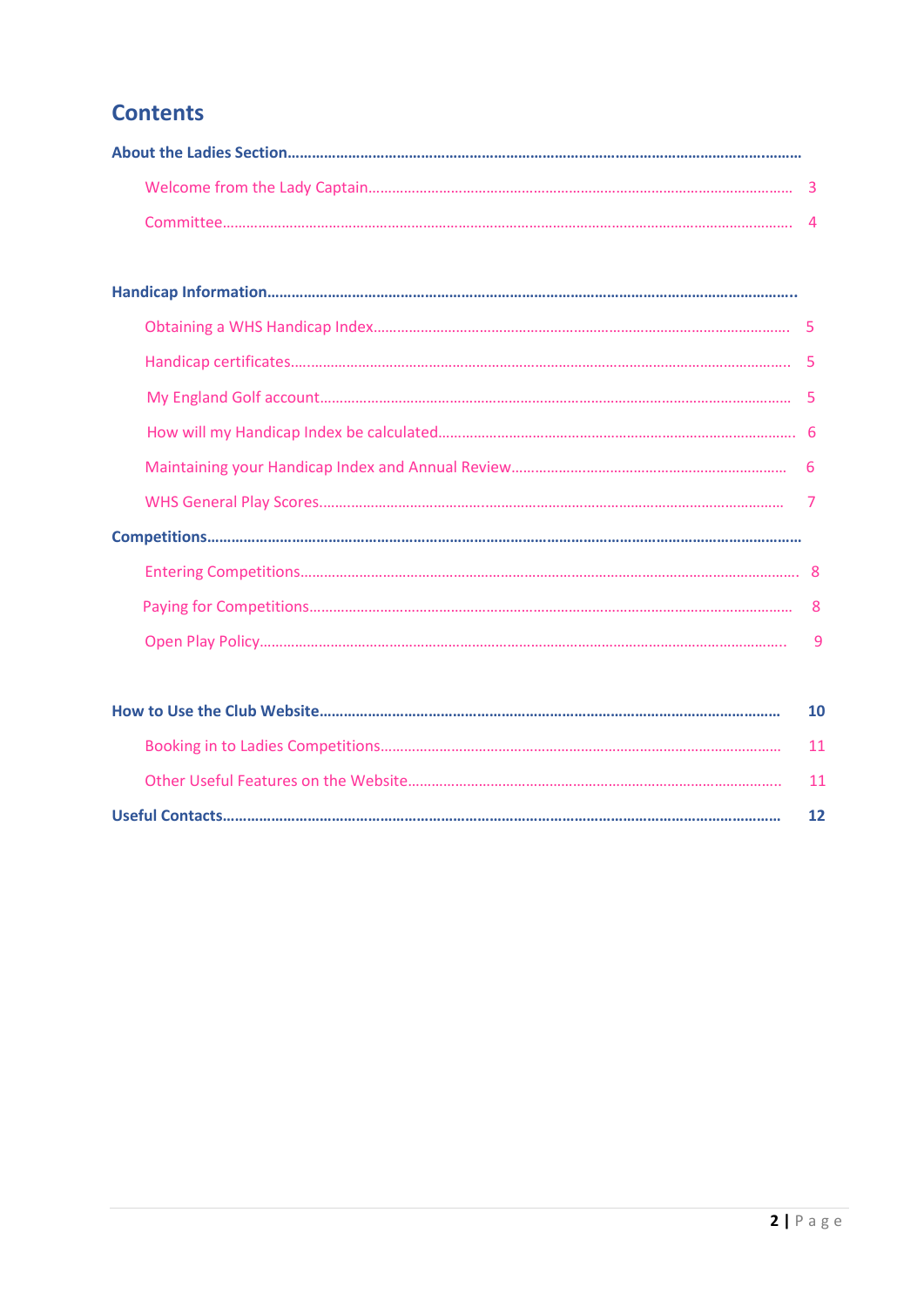# Contents

**About the Ladies Section**

- Welcome from the Lady Captain ... 3
- Committee ... 4

**Handicap Information**

- Obtaining a WHS Handicap Index ... 5
- Handicap certificates ... 5
- My England Golf account ... 5
- How will my Handicap Index be calculated ... 6
- Maintaining your Handicap Index and Annual Review ... 6
- WHS General Play Scores ... 7

**Competitions**

- Entering Competitions ... 8
- Paying for Competitions ... 8
- Open Play Policy ... 9

**How to Use the Club Website ... 10**

- Booking in to Ladies Competitions ... 11
- Other Useful Features on the Website ... 11

**Useful Contacts ... 12**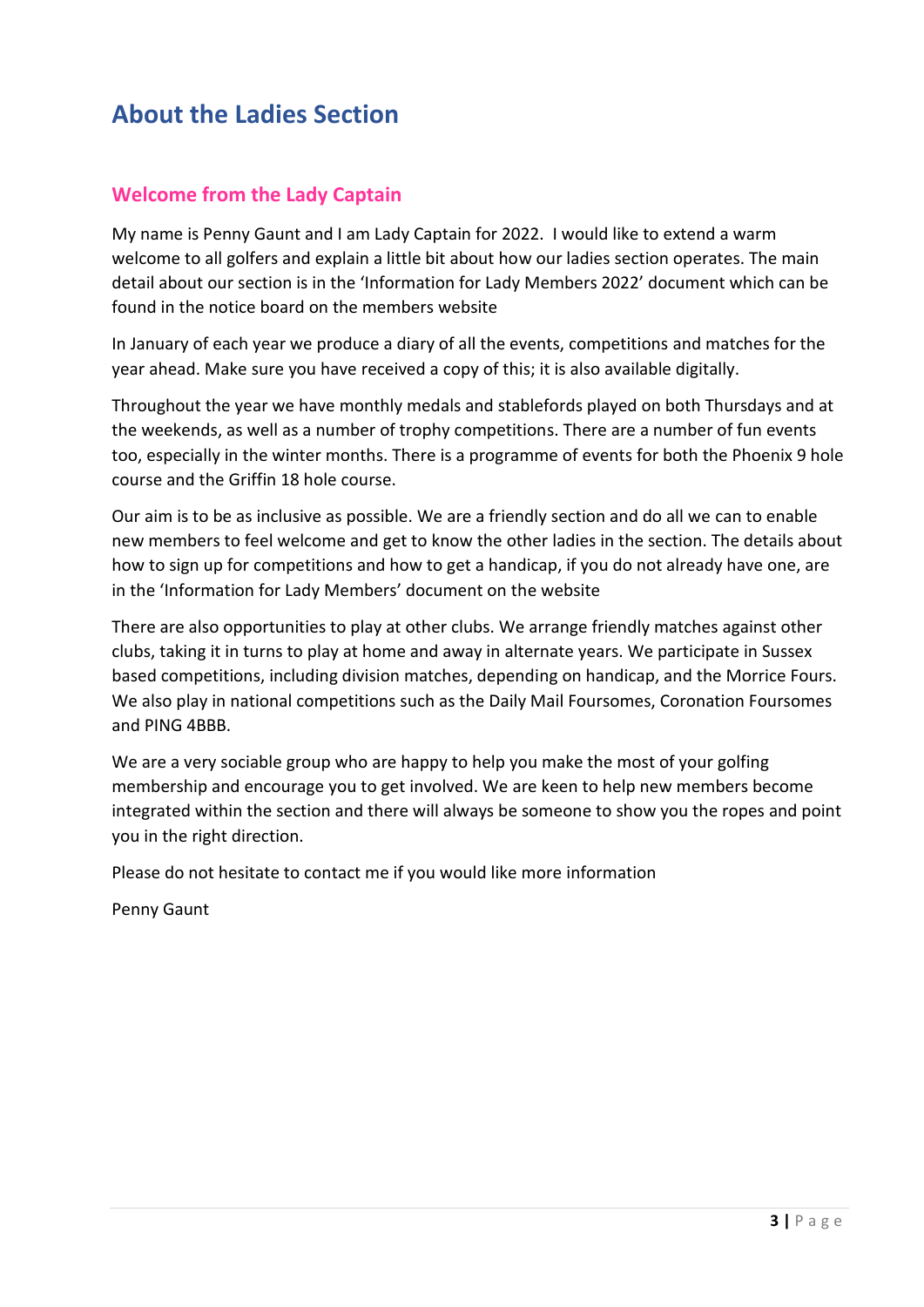# About the Ladies Section

## Welcome from the Lady Captain

My name is Penny Gaunt and I am Lady Captain for 2022. I would like to extend a warm welcome to all golfers and explain a little bit about how our ladies section operates. The main detail about our section is in the 'Information for Lady Members 2022' document which can be found in the notice board on the members website

In January of each year we produce a diary of all the events, competitions and matches for the year ahead. Make sure you have received a copy of this; it is also available digitally.

Throughout the year we have monthly medals and stablefords played on both Thursdays and at the weekends, as well as a number of trophy competitions. There are a number of fun events too, especially in the winter months. There is a programme of events for both the Phoenix 9 hole course and the Griffin 18 hole course.

Our aim is to be as inclusive as possible. We are a friendly section and do all we can to enable new members to feel welcome and get to know the other ladies in the section. The details about how to sign up for competitions and how to get a handicap, if you do not already have one, are in the 'Information for Lady Members' document on the website

There are also opportunities to play at other clubs. We arrange friendly matches against other clubs, taking it in turns to play at home and away in alternate years. We participate in Sussex based competitions, including division matches, depending on handicap, and the Morrice Fours. We also play in national competitions such as the Daily Mail Foursomes, Coronation Foursomes and PING 4BBB.

We are a very sociable group who are happy to help you make the most of your golfing membership and encourage you to get involved. We are keen to help new members become integrated within the section and there will always be someone to show you the ropes and point you in the right direction.

Please do not hesitate to contact me if you would like more information

Penny Gaunt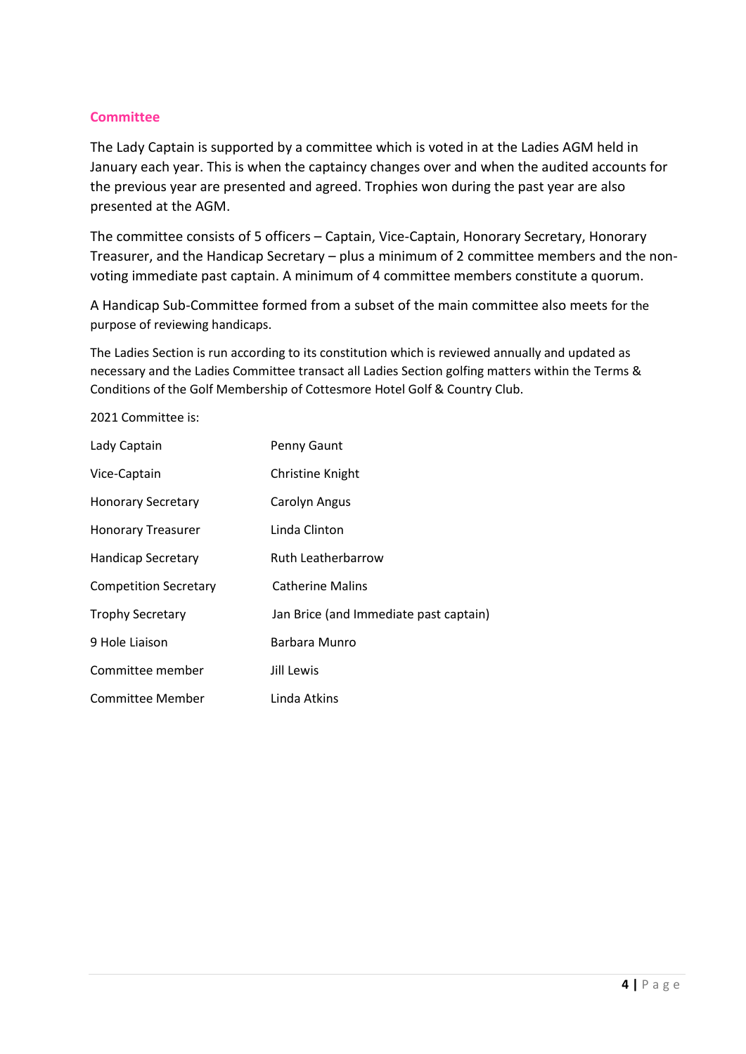## Committee

The Lady Captain is supported by a committee which is voted in at the Ladies AGM held in January each year. This is when the captaincy changes over and when the audited accounts for the previous year are presented and agreed. Trophies won during the past year are also presented at the AGM.

The committee consists of 5 officers – Captain, Vice-Captain, Honorary Secretary, Honorary Treasurer, and the Handicap Secretary – plus a minimum of 2 committee members and the non-voting immediate past captain. A minimum of 4 committee members constitute a quorum.

A Handicap Sub-Committee formed from a subset of the main committee also meets for the purpose of reviewing handicaps.

The Ladies Section is run according to its constitution which is reviewed annually and updated as necessary and the Ladies Committee transact all Ladies Section golfing matters within the Terms & Conditions of the Golf Membership of Cottesmore Hotel Golf & Country Club.

2021 Committee is:

| | |
|---|---|
| Lady Captain | Penny Gaunt |
| Vice-Captain | Christine Knight |
| Honorary Secretary | Carolyn Angus |
| Honorary Treasurer | Linda Clinton |
| Handicap Secretary | Ruth Leatherbarrow |
| Competition Secretary | Catherine Malins |
| Trophy Secretary | Jan Brice (and Immediate past captain) |
| 9 Hole Liaison | Barbara Munro |
| Committee member | Jill Lewis |
| Committee Member | Linda Atkins |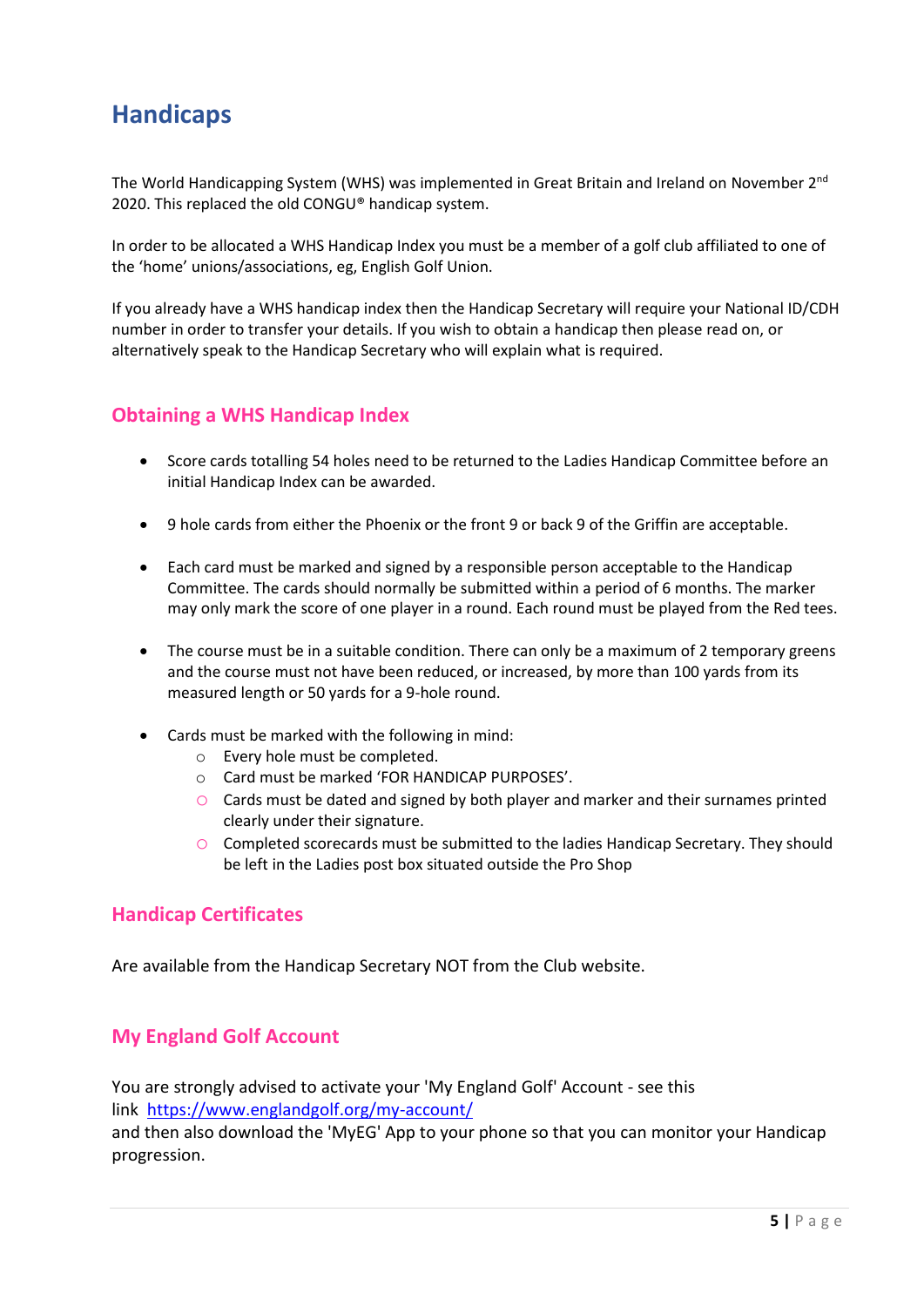# Handicaps

The World Handicapping System (WHS) was implemented in Great Britain and Ireland on November 2nd 2020. This replaced the old CONGU® handicap system.

In order to be allocated a WHS Handicap Index you must be a member of a golf club affiliated to one of the 'home' unions/associations, eg, English Golf Union.

If you already have a WHS handicap index then the Handicap Secretary will require your National ID/CDH number in order to transfer your details. If you wish to obtain a handicap then please read on, or alternatively speak to the Handicap Secretary who will explain what is required.

## Obtaining a WHS Handicap Index

- Score cards totalling 54 holes need to be returned to the Ladies Handicap Committee before an initial Handicap Index can be awarded.
- 9 hole cards from either the Phoenix or the front 9 or back 9 of the Griffin are acceptable.
- Each card must be marked and signed by a responsible person acceptable to the Handicap Committee. The cards should normally be submitted within a period of 6 months. The marker may only mark the score of one player in a round. Each round must be played from the Red tees.
- The course must be in a suitable condition. There can only be a maximum of 2 temporary greens and the course must not have been reduced, or increased, by more than 100 yards from its measured length or 50 yards for a 9-hole round.
- Cards must be marked with the following in mind:
  - Every hole must be completed.
  - Card must be marked 'FOR HANDICAP PURPOSES'.
  - Cards must be dated and signed by both player and marker and their surnames printed clearly under their signature.
  - Completed scorecards must be submitted to the ladies Handicap Secretary. They should be left in the Ladies post box situated outside the Pro Shop

## Handicap Certificates

Are available from the Handicap Secretary NOT from the Club website.

## My England Golf Account

You are strongly advised to activate your 'My England Golf' Account - see this link [https://www.englandgolf.org/my-account/](https://www.englandgolf.org/my-account/)
and then also download the 'MyEG' App to your phone so that you can monitor your Handicap progression.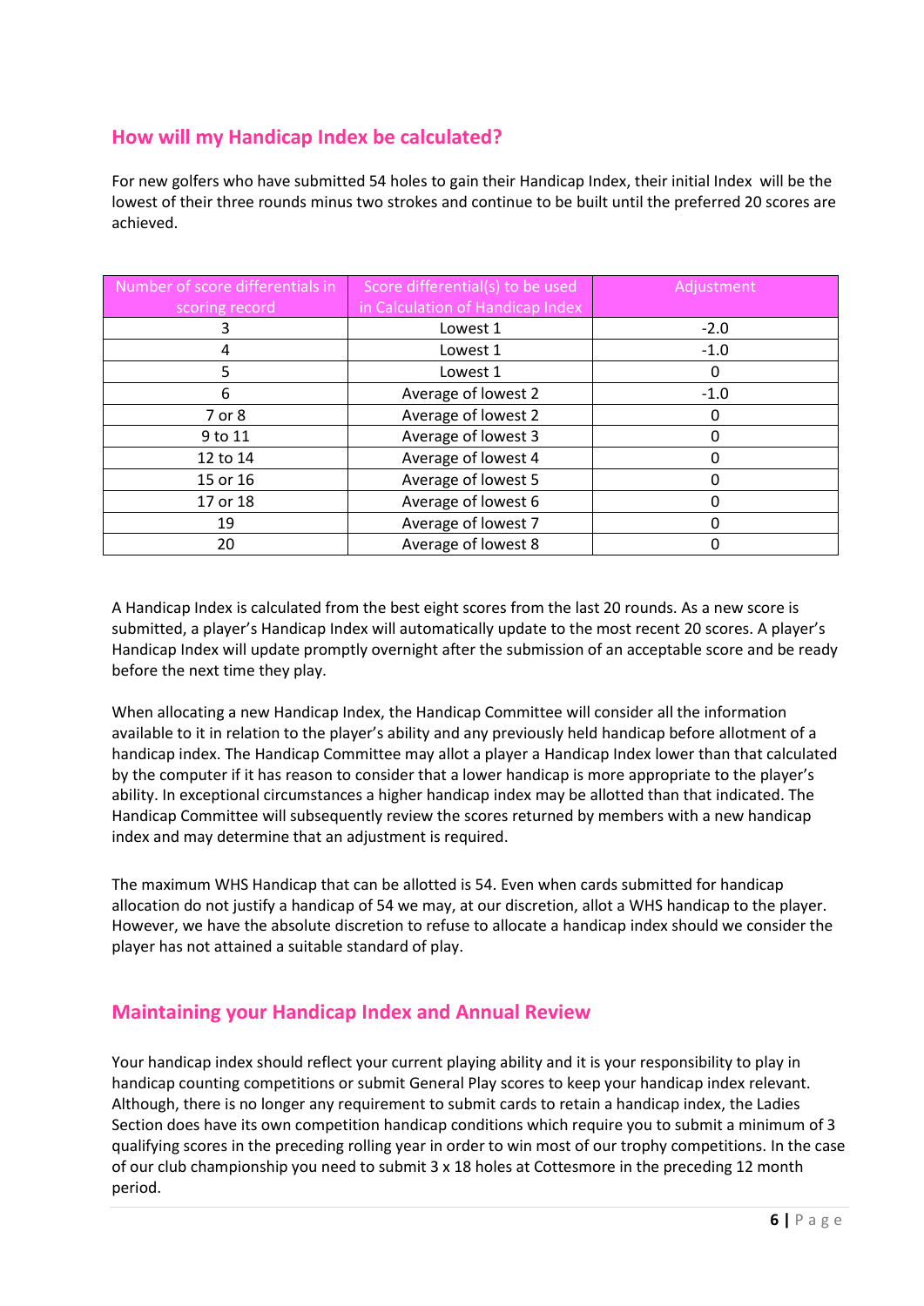## How will my Handicap Index be calculated?

For new golfers who have submitted 54 holes to gain their Handicap Index, their initial Index will be the lowest of their three rounds minus two strokes and continue to be built until the preferred 20 scores are achieved.

| Number of score differentials in scoring record | Score differential(s) to be used in Calculation of Handicap Index | Adjustment |
|---|---|---|
| 3 | Lowest 1 | -2.0 |
| 4 | Lowest 1 | -1.0 |
| 5 | Lowest 1 | 0 |
| 6 | Average of lowest 2 | -1.0 |
| 7 or 8 | Average of lowest 2 | 0 |
| 9 to 11 | Average of lowest 3 | 0 |
| 12 to 14 | Average of lowest 4 | 0 |
| 15 or 16 | Average of lowest 5 | 0 |
| 17 or 18 | Average of lowest 6 | 0 |
| 19 | Average of lowest 7 | 0 |
| 20 | Average of lowest 8 | 0 |

A Handicap Index is calculated from the best eight scores from the last 20 rounds. As a new score is submitted, a player's Handicap Index will automatically update to the most recent 20 scores. A player's Handicap Index will update promptly overnight after the submission of an acceptable score and be ready before the next time they play.

When allocating a new Handicap Index, the Handicap Committee will consider all the information available to it in relation to the player's ability and any previously held handicap before allotment of a handicap index. The Handicap Committee may allot a player a Handicap Index lower than that calculated by the computer if it has reason to consider that a lower handicap is more appropriate to the player's ability. In exceptional circumstances a higher handicap index may be allotted than that indicated. The Handicap Committee will subsequently review the scores returned by members with a new handicap index and may determine that an adjustment is required.

The maximum WHS Handicap that can be allotted is 54. Even when cards submitted for handicap allocation do not justify a handicap of 54 we may, at our discretion, allot a WHS handicap to the player. However, we have the absolute discretion to refuse to allocate a handicap index should we consider the player has not attained a suitable standard of play.

## Maintaining your Handicap Index and Annual Review

Your handicap index should reflect your current playing ability and it is your responsibility to play in handicap counting competitions or submit General Play scores to keep your handicap index relevant. Although, there is no longer any requirement to submit cards to retain a handicap index, the Ladies Section does have its own competition handicap conditions which require you to submit a minimum of 3 qualifying scores in the preceding rolling year in order to win most of our trophy competitions. In the case of our club championship you need to submit 3 x 18 holes at Cottesmore in the preceding 12 month period.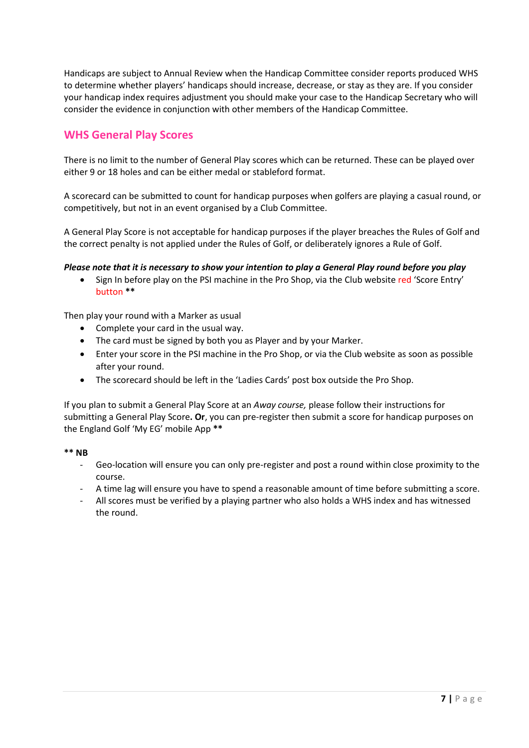Handicaps are subject to Annual Review when the Handicap Committee consider reports produced WHS to determine whether players' handicaps should increase, decrease, or stay as they are. If you consider your handicap index requires adjustment you should make your case to the Handicap Secretary who will consider the evidence in conjunction with other members of the Handicap Committee.

## WHS General Play Scores

There is no limit to the number of General Play scores which can be returned. These can be played over either 9 or 18 holes and can be either medal or stableford format.

A scorecard can be submitted to count for handicap purposes when golfers are playing a casual round, or competitively, but not in an event organised by a Club Committee.

A General Play Score is not acceptable for handicap purposes if the player breaches the Rules of Golf and the correct penalty is not applied under the Rules of Golf, or deliberately ignores a Rule of Golf.

***Please note that it is necessary to show your intention to play a General Play round before you play***

- Sign In before play on the PSI machine in the Pro Shop, via the Club website red 'Score Entry' button **

Then play your round with a Marker as usual

- Complete your card in the usual way.
- The card must be signed by both you as Player and by your Marker.
- Enter your score in the PSI machine in the Pro Shop, or via the Club website as soon as possible after your round.
- The scorecard should be left in the 'Ladies Cards' post box outside the Pro Shop.

If you plan to submit a General Play Score at an *Away course,* please follow their instructions for submitting a General Play Score**. Or**, you can pre-register then submit a score for handicap purposes on the England Golf 'My EG' mobile App **

**** NB**

- Geo-location will ensure you can only pre-register and post a round within close proximity to the course.
- A time lag will ensure you have to spend a reasonable amount of time before submitting a score.
- All scores must be verified by a playing partner who also holds a WHS index and has witnessed the round.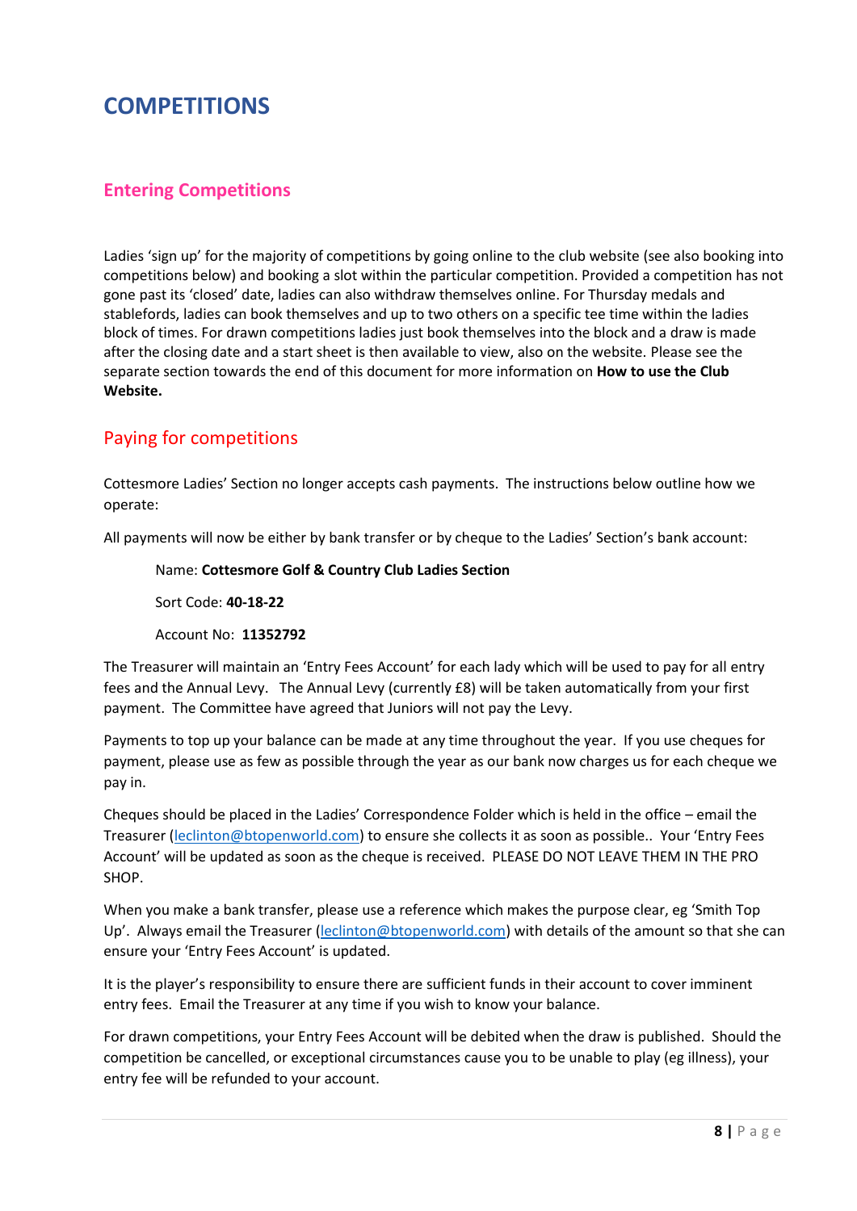# COMPETITIONS

## Entering Competitions

Ladies 'sign up' for the majority of competitions by going online to the club website (see also booking into competitions below) and booking a slot within the particular competition. Provided a competition has not gone past its 'closed' date, ladies can also withdraw themselves online. For Thursday medals and stablefords, ladies can book themselves and up to two others on a specific tee time within the ladies block of times. For drawn competitions ladies just book themselves into the block and a draw is made after the closing date and a start sheet is then available to view, also on the website. Please see the separate section towards the end of this document for more information on **How to use the Club Website.**

## Paying for competitions

Cottesmore Ladies' Section no longer accepts cash payments. The instructions below outline how we operate:

All payments will now be either by bank transfer or by cheque to the Ladies' Section's bank account:

Name: **Cottesmore Golf & Country Club Ladies Section**

Sort Code: **40-18-22**

Account No: **11352792**

The Treasurer will maintain an 'Entry Fees Account' for each lady which will be used to pay for all entry fees and the Annual Levy. The Annual Levy (currently £8) will be taken automatically from your first payment. The Committee have agreed that Juniors will not pay the Levy.

Payments to top up your balance can be made at any time throughout the year. If you use cheques for payment, please use as few as possible through the year as our bank now charges us for each cheque we pay in.

Cheques should be placed in the Ladies' Correspondence Folder which is held in the office – email the Treasurer (leclinton@btopenworld.com) to ensure she collects it as soon as possible.. Your 'Entry Fees Account' will be updated as soon as the cheque is received. PLEASE DO NOT LEAVE THEM IN THE PRO SHOP.

When you make a bank transfer, please use a reference which makes the purpose clear, eg 'Smith Top Up'. Always email the Treasurer (leclinton@btopenworld.com) with details of the amount so that she can ensure your 'Entry Fees Account' is updated.

It is the player's responsibility to ensure there are sufficient funds in their account to cover imminent entry fees. Email the Treasurer at any time if you wish to know your balance.

For drawn competitions, your Entry Fees Account will be debited when the draw is published. Should the competition be cancelled, or exceptional circumstances cause you to be unable to play (eg illness), your entry fee will be refunded to your account.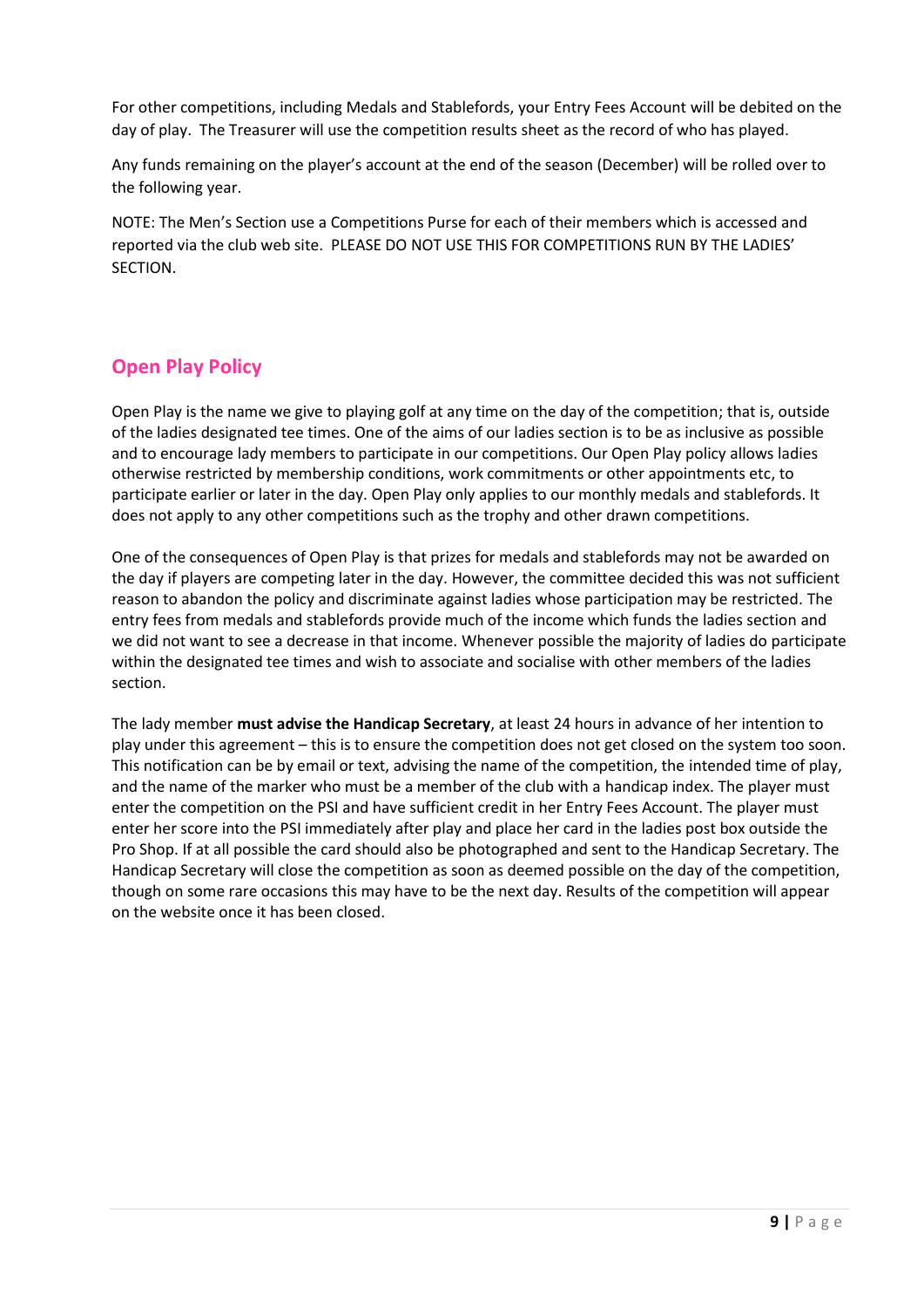For other competitions, including Medals and Stablefords, your Entry Fees Account will be debited on the day of play. The Treasurer will use the competition results sheet as the record of who has played.

Any funds remaining on the player's account at the end of the season (December) will be rolled over to the following year.

NOTE: The Men's Section use a Competitions Purse for each of their members which is accessed and reported via the club web site. PLEASE DO NOT USE THIS FOR COMPETITIONS RUN BY THE LADIES' SECTION.

## Open Play Policy

Open Play is the name we give to playing golf at any time on the day of the competition; that is, outside of the ladies designated tee times. One of the aims of our ladies section is to be as inclusive as possible and to encourage lady members to participate in our competitions. Our Open Play policy allows ladies otherwise restricted by membership conditions, work commitments or other appointments etc, to participate earlier or later in the day. Open Play only applies to our monthly medals and stablefords. It does not apply to any other competitions such as the trophy and other drawn competitions.

One of the consequences of Open Play is that prizes for medals and stablefords may not be awarded on the day if players are competing later in the day. However, the committee decided this was not sufficient reason to abandon the policy and discriminate against ladies whose participation may be restricted. The entry fees from medals and stablefords provide much of the income which funds the ladies section and we did not want to see a decrease in that income. Whenever possible the majority of ladies do participate within the designated tee times and wish to associate and socialise with other members of the ladies section.

The lady member **must advise the Handicap Secretary**, at least 24 hours in advance of her intention to play under this agreement – this is to ensure the competition does not get closed on the system too soon. This notification can be by email or text, advising the name of the competition, the intended time of play, and the name of the marker who must be a member of the club with a handicap index. The player must enter the competition on the PSI and have sufficient credit in her Entry Fees Account. The player must enter her score into the PSI immediately after play and place her card in the ladies post box outside the Pro Shop. If at all possible the card should also be photographed and sent to the Handicap Secretary. The Handicap Secretary will close the competition as soon as deemed possible on the day of the competition, though on some rare occasions this may have to be the next day. Results of the competition will appear on the website once it has been closed.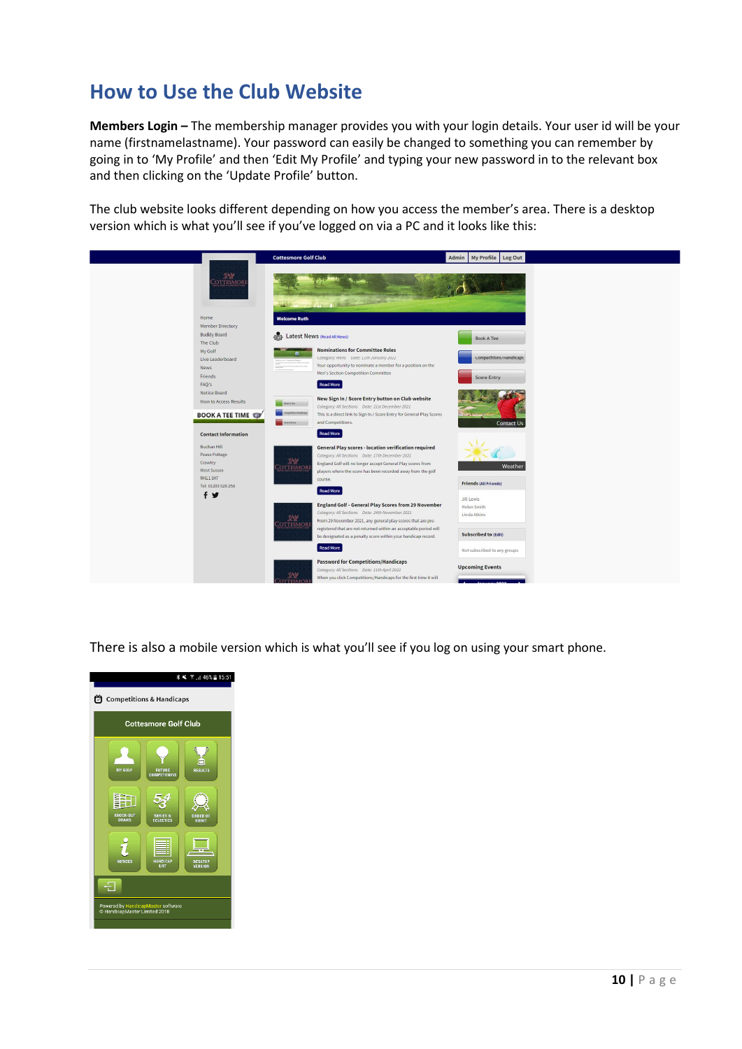# How to Use the Club Website

**Members Login –** The membership manager provides you with your login details. Your user id will be your name (firstnamelastname). Your password can easily be changed to something you can remember by going in to 'My Profile' and then 'Edit My Profile' and typing your new password in to the relevant box and then clicking on the 'Update Profile' button.

The club website looks different depending on how you access the member's area. There is a desktop version which is what you'll see if you've logged on via a PC and it looks like this:

There is also a mobile version which is what you'll see if you log on using your smart phone.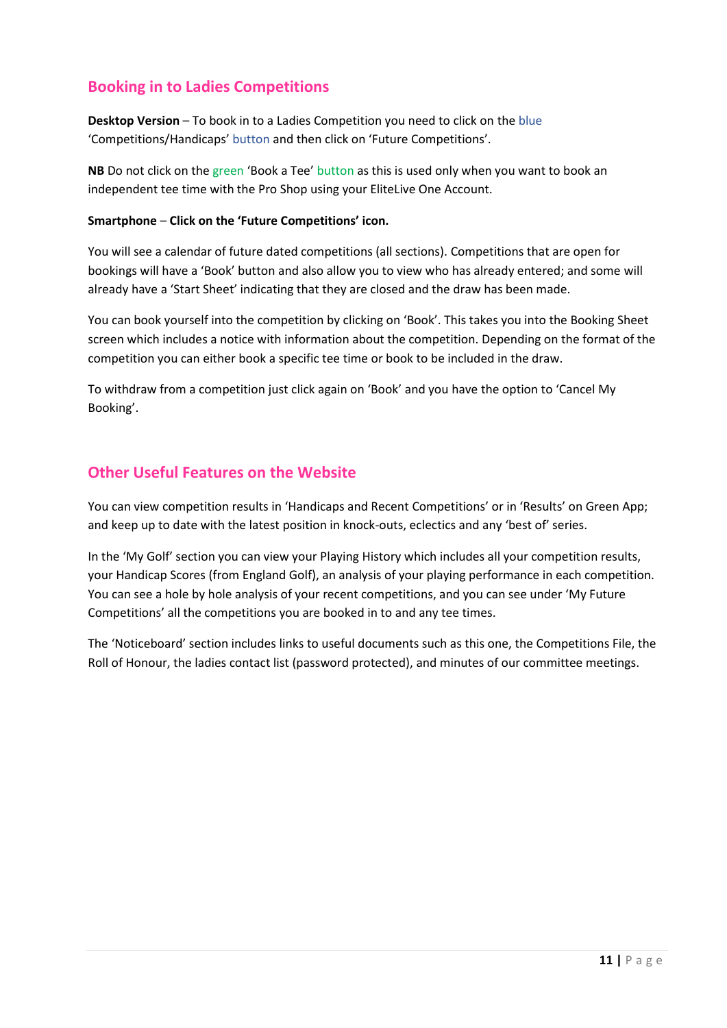## Booking in to Ladies Competitions

**Desktop Version** – To book in to a Ladies Competition you need to click on the blue 'Competitions/Handicaps' button and then click on 'Future Competitions'.

**NB** Do not click on the green 'Book a Tee' button as this is used only when you want to book an independent tee time with the Pro Shop using your EliteLive One Account.

**Smartphone – Click on the 'Future Competitions' icon.**

You will see a calendar of future dated competitions (all sections). Competitions that are open for bookings will have a 'Book' button and also allow you to view who has already entered; and some will already have a 'Start Sheet' indicating that they are closed and the draw has been made.

You can book yourself into the competition by clicking on 'Book'. This takes you into the Booking Sheet screen which includes a notice with information about the competition. Depending on the format of the competition you can either book a specific tee time or book to be included in the draw.

To withdraw from a competition just click again on 'Book' and you have the option to 'Cancel My Booking'.

## Other Useful Features on the Website

You can view competition results in 'Handicaps and Recent Competitions' or in 'Results' on Green App; and keep up to date with the latest position in knock-outs, eclectics and any 'best of' series.

In the 'My Golf' section you can view your Playing History which includes all your competition results, your Handicap Scores (from England Golf), an analysis of your playing performance in each competition. You can see a hole by hole analysis of your recent competitions, and you can see under 'My Future Competitions' all the competitions you are booked in to and any tee times.

The 'Noticeboard' section includes links to useful documents such as this one, the Competitions File, the Roll of Honour, the ladies contact list (password protected), and minutes of our committee meetings.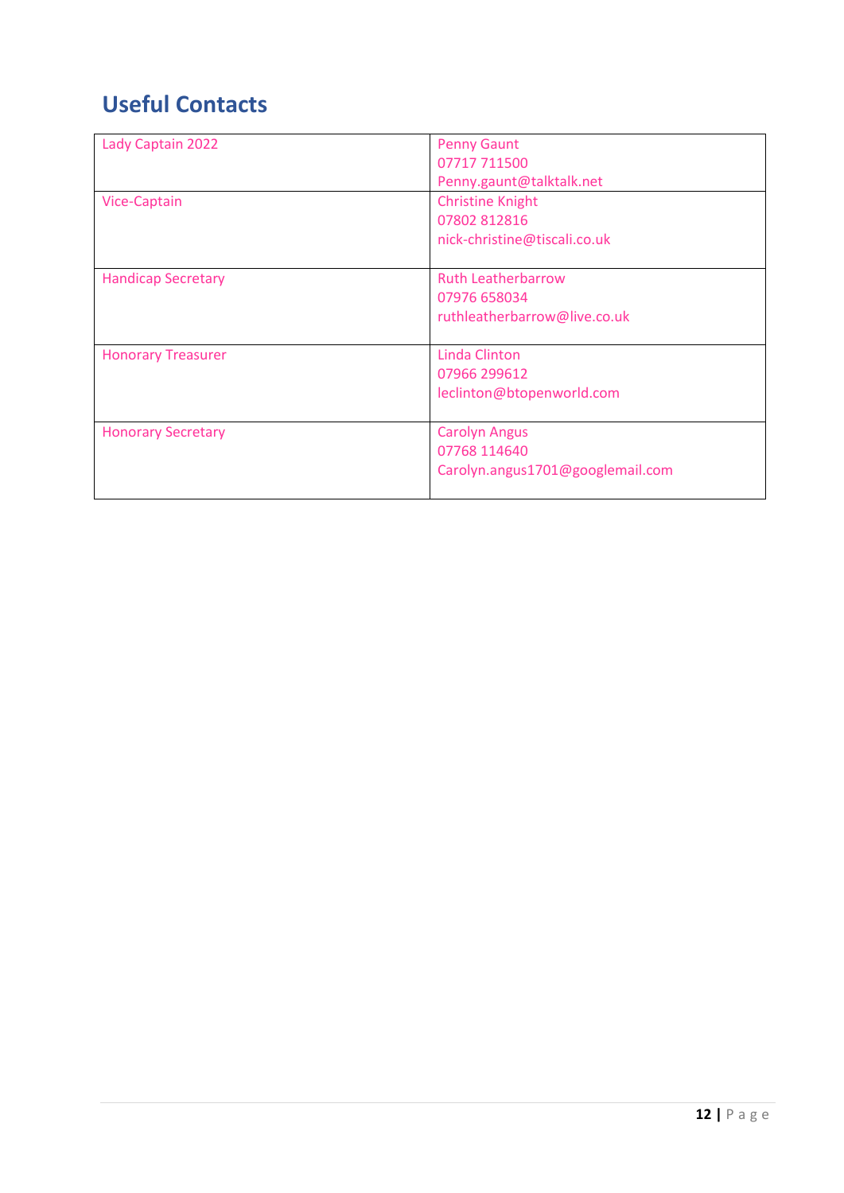## Useful Contacts

| | |
|---|---|
| Lady Captain 2022 | Penny Gaunt<br>07717 711500<br>Penny.gaunt@talktalk.net |
| Vice-Captain | Christine Knight<br>07802 812816<br>nick-christine@tiscali.co.uk |
| Handicap Secretary | Ruth Leatherbarrow<br>07976 658034<br>ruthleatherbarrow@live.co.uk |
| Honorary Treasurer | Linda Clinton<br>07966 299612<br>leclinton@btopenworld.com |
| Honorary Secretary | Carolyn Angus<br>07768 114640<br>Carolyn.angus1701@googlemail.com |